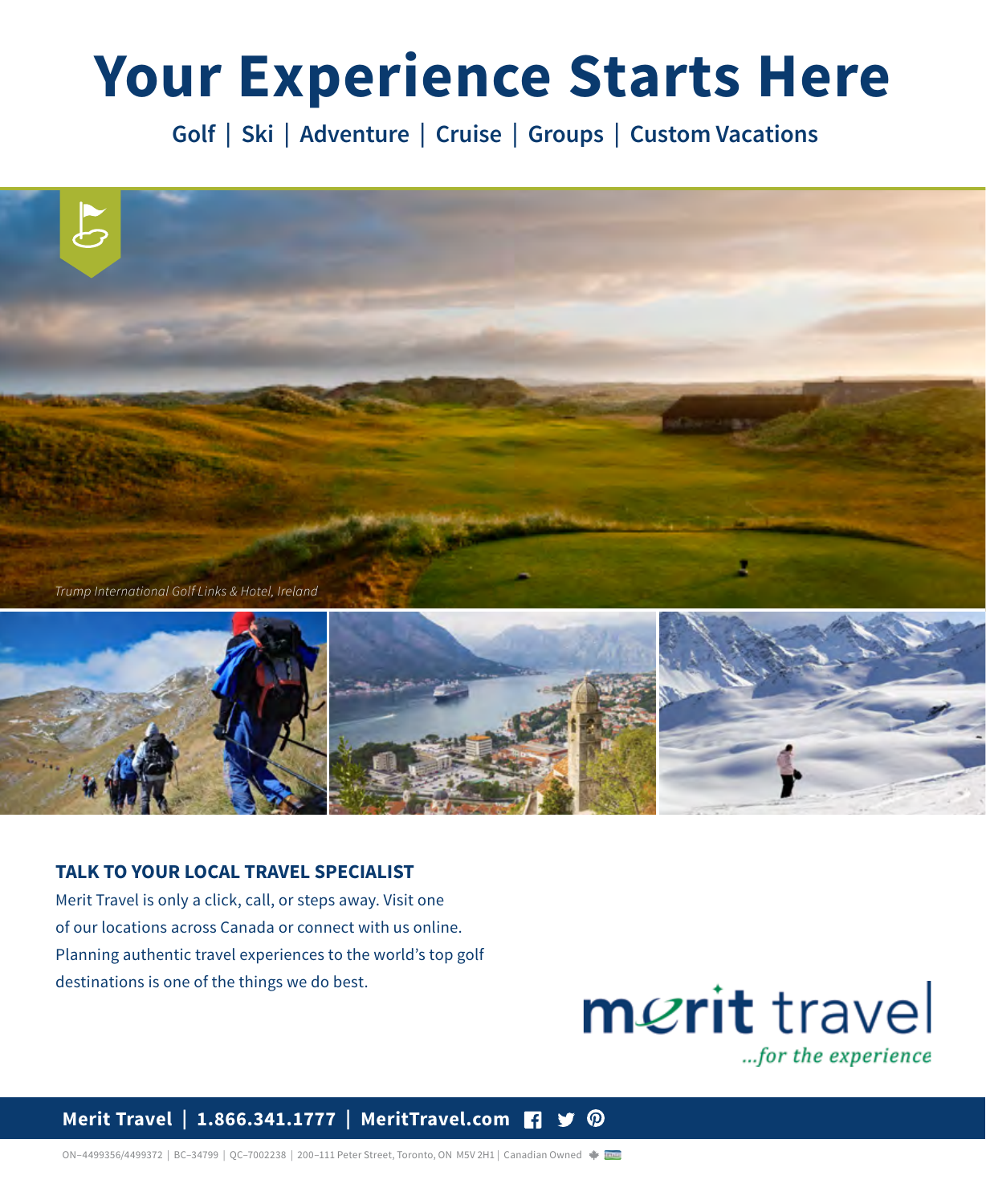# Your Experience Starts Here

## Golf | Ski | Adventure | Cruise | Groups | Custom Vacations

*Trump International Golf Links & Hotel, Ireland*

### TALK TO YOUR LOCAL TRAVEL SPECIALIST

Merit Travel is only a click, call, or steps away. Visit one of our locations across Canada or connect with us online. Planning authentic travel experiences to the world's top golf destinations is one of the things we do best.

merit travel
*...for the experience*

**Merit Travel | 1.866.341.1777 | MeritTravel.com**

ON–4499356/4499372 | BC–34799 | QC–7002238 | 200–111 Peter Street, Toronto, ON M5V 2H1 | Canadian Owned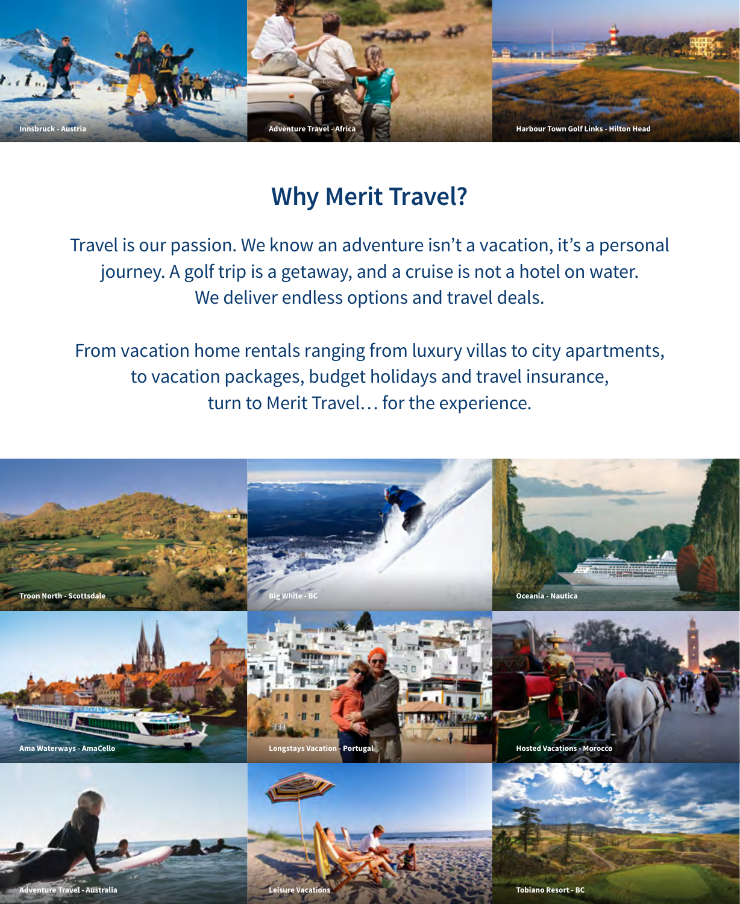Innsbruck - Austria

Adventure Travel - Africa

Harbour Town Golf Links - Hilton Head

## Why Merit Travel?

Travel is our passion. We know an adventure isn't a vacation, it's a personal journey. A golf trip is a getaway, and a cruise is not a hotel on water. We deliver endless options and travel deals.

From vacation home rentals ranging from luxury villas to city apartments, to vacation packages, budget holidays and travel insurance, turn to Merit Travel… for the experience.

Troon North - Scottsdale

Big White - BC

Oceania - Nautica

Ama Waterways - AmaCello

Longstays Vacation - Portugal

Hosted Vacations - Morocco

Adventure Travel - Australia

Leisure Vacations

Tobiano Resort - BC